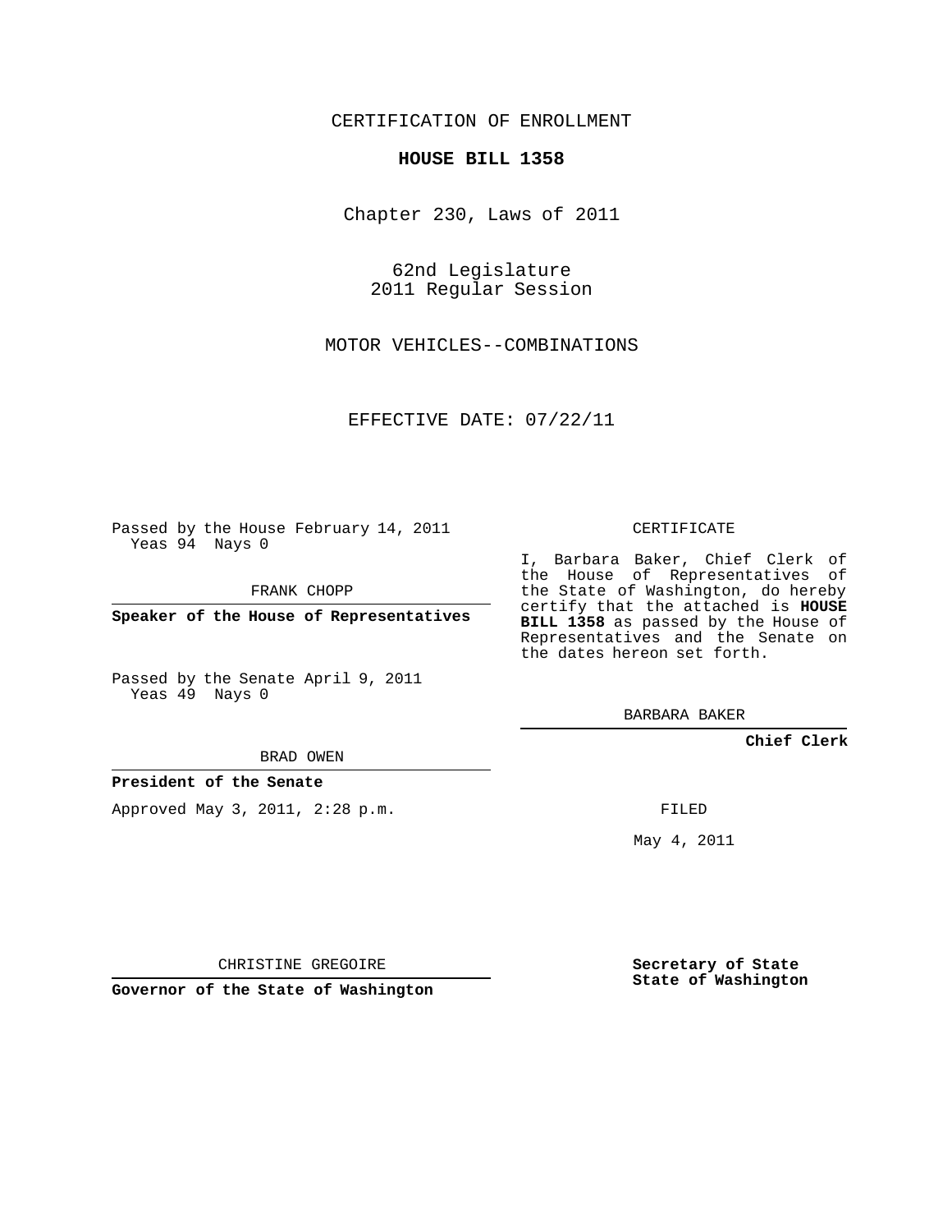CERTIFICATION OF ENROLLMENT

**HOUSE BILL 1358**

Chapter 230, Laws of 2011

62nd Legislature
2011 Regular Session

MOTOR VEHICLES--COMBINATIONS

EFFECTIVE DATE: 07/22/11

Passed by the House February 14, 2011
Yeas 94 Nays 0

FRANK CHOPP

**Speaker of the House of Representatives**

Passed by the Senate April 9, 2011
Yeas 49 Nays 0

BRAD OWEN

**President of the Senate**

Approved May 3, 2011, 2:28 p.m.

CHRISTINE GREGOIRE

**Governor of the State of Washington**

CERTIFICATE

I, Barbara Baker, Chief Clerk of the House of Representatives of the State of Washington, do hereby certify that the attached is **HOUSE BILL 1358** as passed by the House of Representatives and the Senate on the dates hereon set forth.

BARBARA BAKER

**Chief Clerk**

FILED

May 4, 2011

**Secretary of State**
**State of Washington**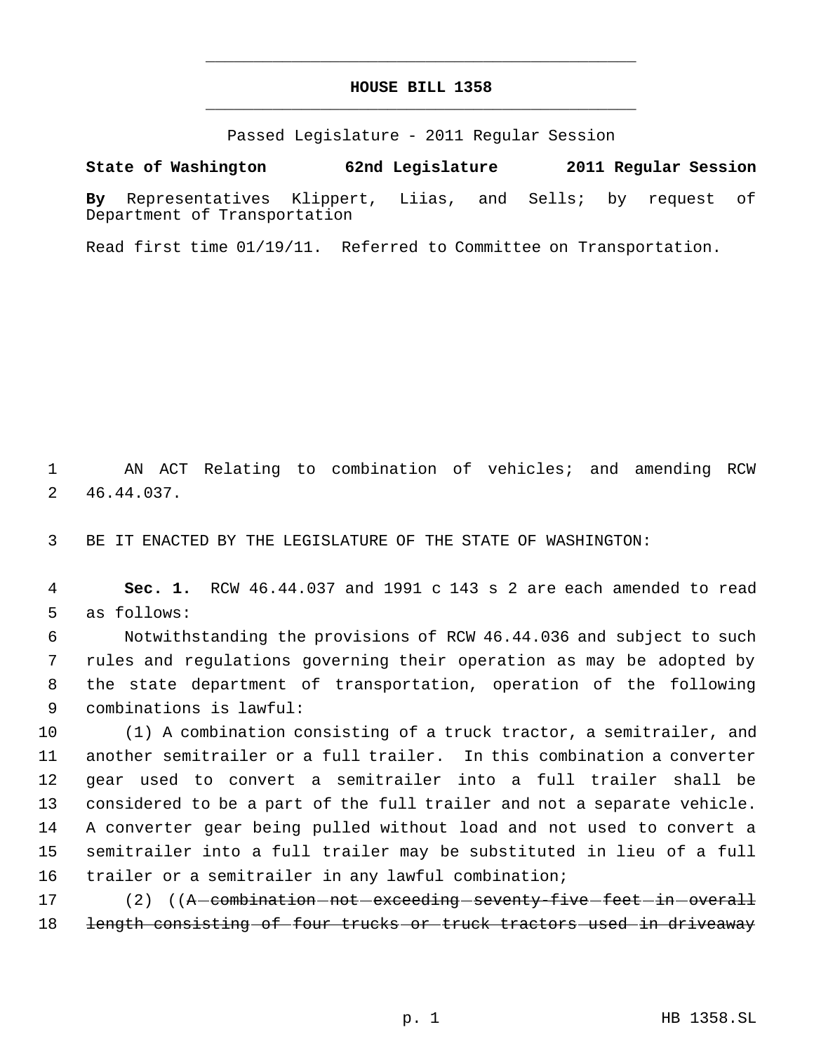# HOUSE BILL 1358

Passed Legislature - 2011 Regular Session

**State of Washington 62nd Legislature 2011 Regular Session**

**By** Representatives Klippert, Liias, and Sells; by request of Department of Transportation

Read first time 01/19/11. Referred to Committee on Transportation.

AN ACT Relating to combination of vehicles; and amending RCW 46.44.037.

BE IT ENACTED BY THE LEGISLATURE OF THE STATE OF WASHINGTON:

**Sec. 1.** RCW 46.44.037 and 1991 c 143 s 2 are each amended to read as follows:

Notwithstanding the provisions of RCW 46.44.036 and subject to such rules and regulations governing their operation as may be adopted by the state department of transportation, operation of the following combinations is lawful:

(1) A combination consisting of a truck tractor, a semitrailer, and another semitrailer or a full trailer. In this combination a converter gear used to convert a semitrailer into a full trailer shall be considered to be a part of the full trailer and not a separate vehicle. A converter gear being pulled without load and not used to convert a semitrailer into a full trailer may be substituted in lieu of a full trailer or a semitrailer in any lawful combination;

(2) ((~~A combination not exceeding seventy-five feet in overall length consisting of four trucks or truck tractors used in driveaway~~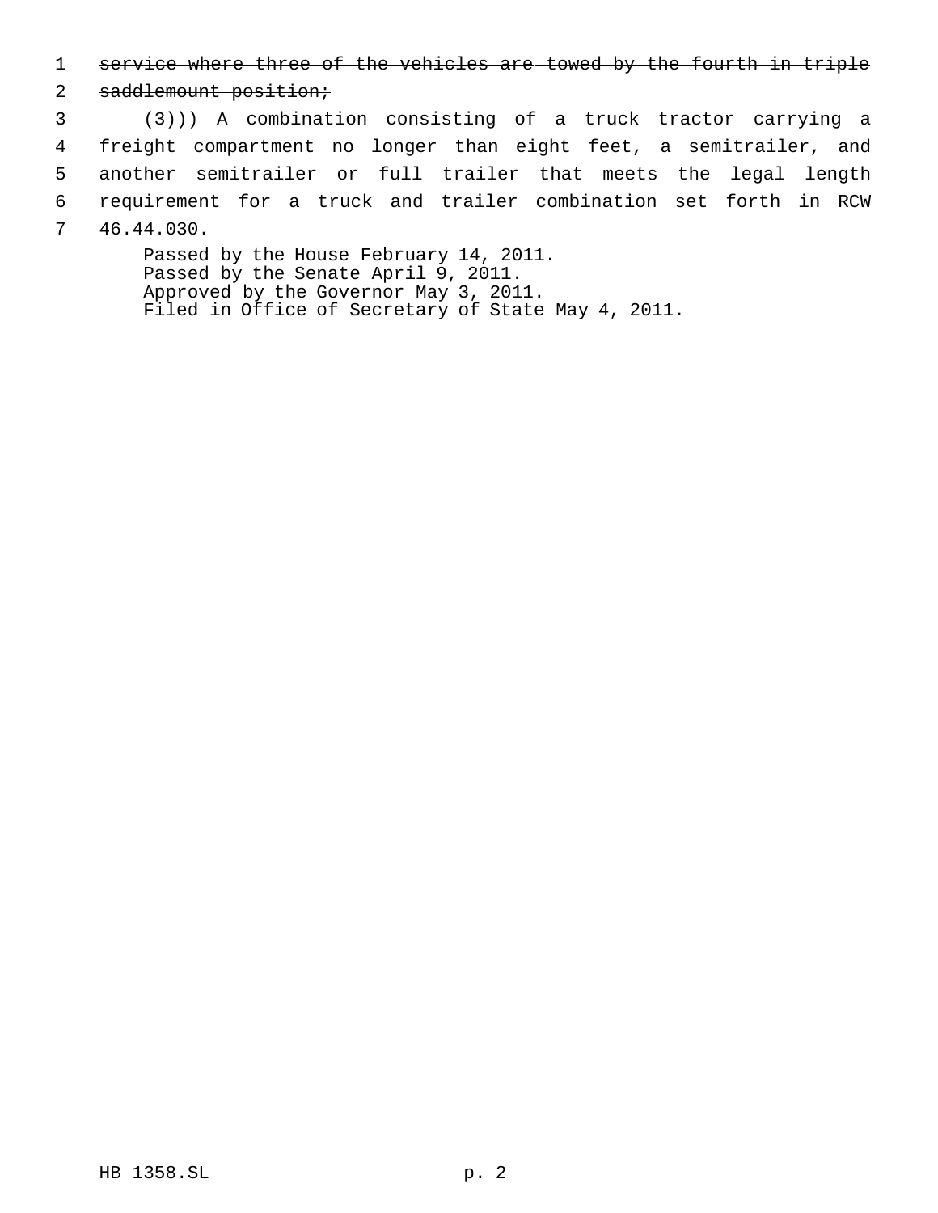~~service where three of the vehicles are towed by the fourth in triple saddlemount position;~~

~~(3)~~)) A combination consisting of a truck tractor carrying a freight compartment no longer than eight feet, a semitrailer, and another semitrailer or full trailer that meets the legal length requirement for a truck and trailer combination set forth in RCW 46.44.030.

Passed by the House February 14, 2011.
Passed by the Senate April 9, 2011.
Approved by the Governor May 3, 2011.
Filed in Office of Secretary of State May 4, 2011.